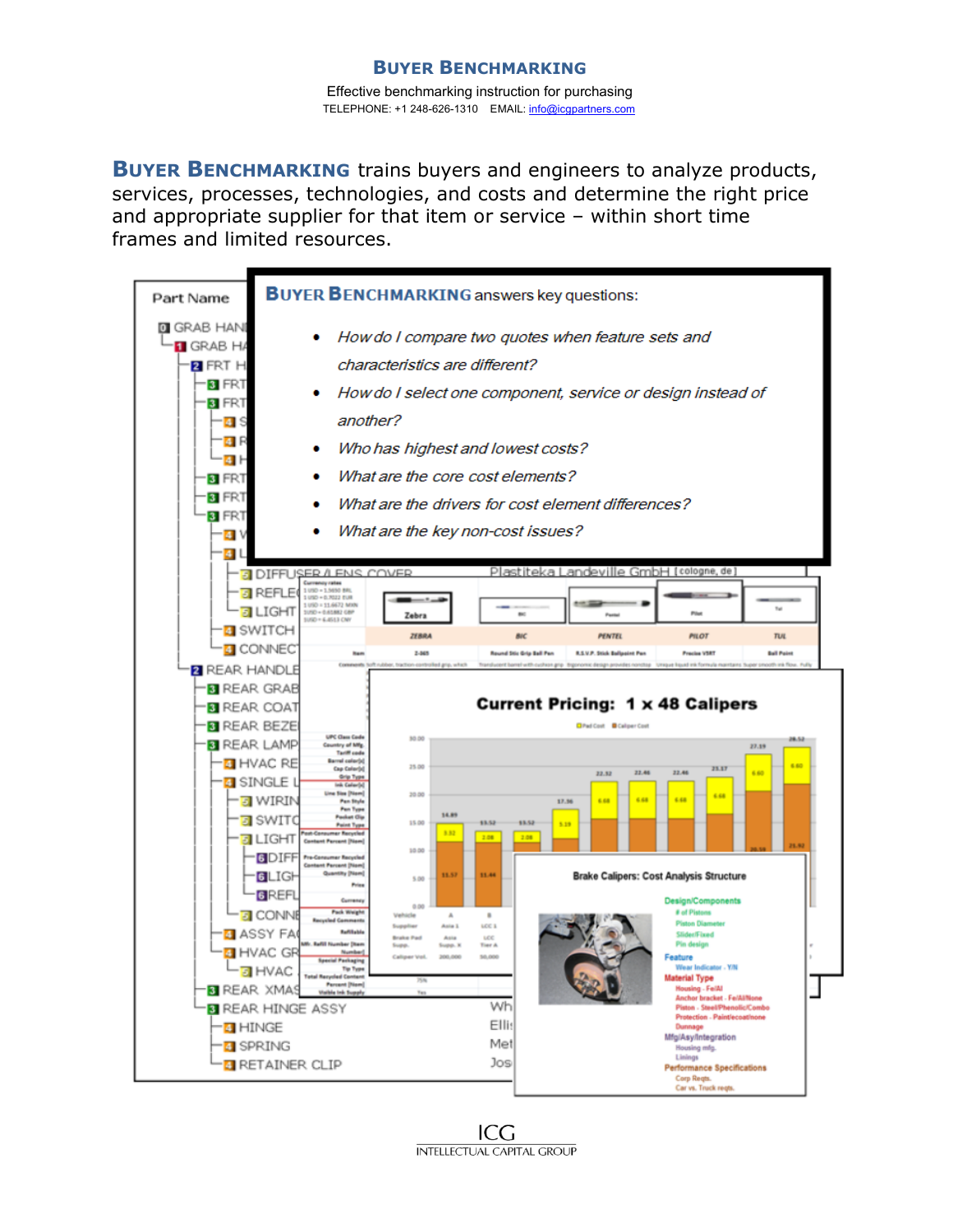# Buyer Benchmarking

Effective benchmarking instruction for purchasing

TELEPHONE: +1 248-626-1310  EMAIL: info@icgpartners.com

**Buyer Benchmarking** trains buyers and engineers to analyze products, services, processes, technologies, and costs and determine the right price and appropriate supplier for that item or service – within short time frames and limited resources.

**Buyer Benchmarking** answers key questions:

- *How do I compare two quotes when feature sets and characteristics are different?*
- *How do I select one component, service or design instead of another?*
- *Who has highest and lowest costs?*
- *What are the core cost elements?*
- *What are the drivers for cost element differences?*
- *What are the key non-cost issues?*

ICG
INTELLECTUAL CAPITAL GROUP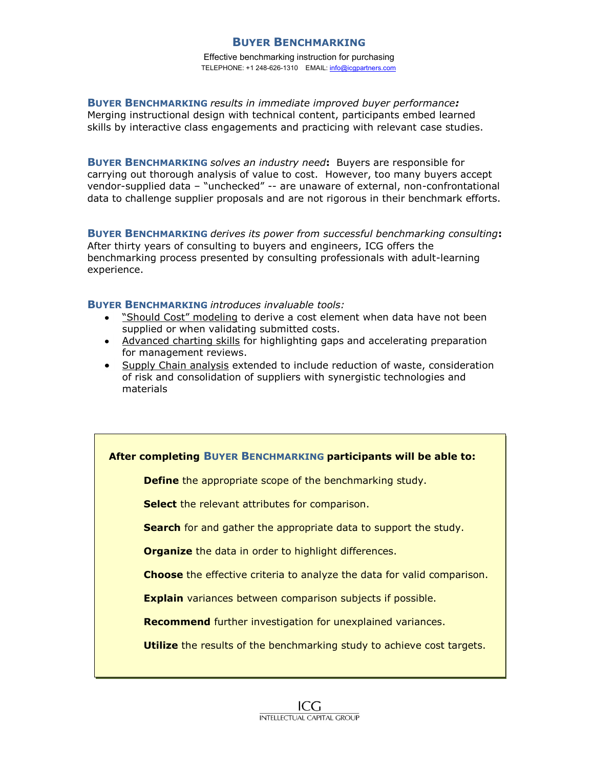# BUYER BENCHMARKING

Effective benchmarking instruction for purchasing

TELEPHONE: +1 248-626-1310 EMAIL: info@icgpartners.com

**BUYER BENCHMARKING** *results in immediate improved buyer performance:* Merging instructional design with technical content, participants embed learned skills by interactive class engagements and practicing with relevant case studies.

**BUYER BENCHMARKING** *solves an industry need*: Buyers are responsible for carrying out thorough analysis of value to cost. However, too many buyers accept vendor-supplied data – "unchecked" -- are unaware of external, non-confrontational data to challenge supplier proposals and are not rigorous in their benchmark efforts.

**BUYER BENCHMARKING** *derives its power from successful benchmarking consulting*: After thirty years of consulting to buyers and engineers, ICG offers the benchmarking process presented by consulting professionals with adult-learning experience.

**BUYER BENCHMARKING** *introduces invaluable tools:*

- "Should Cost" modeling to derive a cost element when data have not been supplied or when validating submitted costs.
- Advanced charting skills for highlighting gaps and accelerating preparation for management reviews.
- Supply Chain analysis extended to include reduction of waste, consideration of risk and consolidation of suppliers with synergistic technologies and materials

**After completing BUYER BENCHMARKING participants will be able to:**

**Define** the appropriate scope of the benchmarking study.

**Select** the relevant attributes for comparison.

**Search** for and gather the appropriate data to support the study.

**Organize** the data in order to highlight differences.

**Choose** the effective criteria to analyze the data for valid comparison.

**Explain** variances between comparison subjects if possible.

**Recommend** further investigation for unexplained variances.

**Utilize** the results of the benchmarking study to achieve cost targets.

ICG
INTELLECTUAL CAPITAL GROUP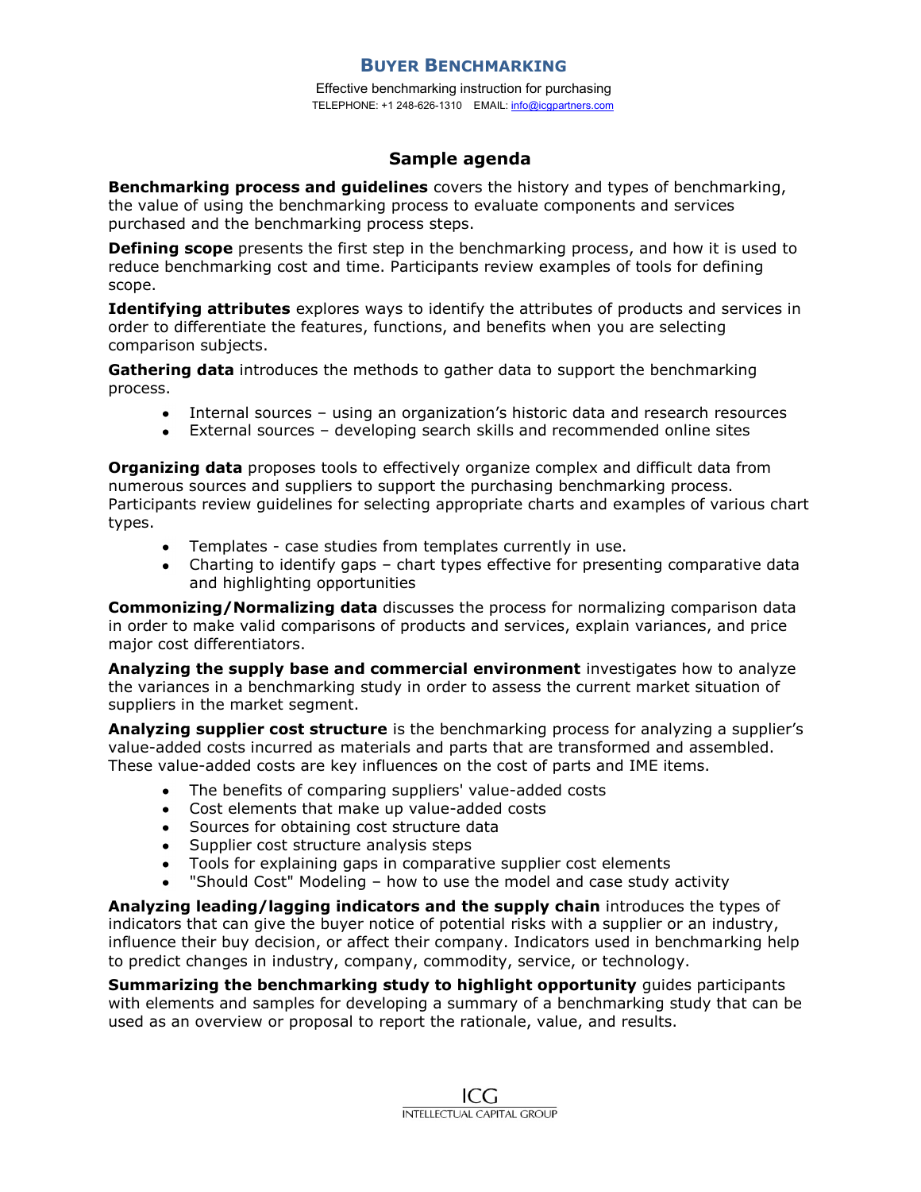## BUYER BENCHMARKING

Effective benchmarking instruction for purchasing
TELEPHONE: +1 248-626-1310 EMAIL: info@icgpartners.com

### Sample agenda

**Benchmarking process and guidelines** covers the history and types of benchmarking, the value of using the benchmarking process to evaluate components and services purchased and the benchmarking process steps.

**Defining scope** presents the first step in the benchmarking process, and how it is used to reduce benchmarking cost and time. Participants review examples of tools for defining scope.

**Identifying attributes** explores ways to identify the attributes of products and services in order to differentiate the features, functions, and benefits when you are selecting comparison subjects.

**Gathering data** introduces the methods to gather data to support the benchmarking process.

- Internal sources – using an organization's historic data and research resources
- External sources – developing search skills and recommended online sites

**Organizing data** proposes tools to effectively organize complex and difficult data from numerous sources and suppliers to support the purchasing benchmarking process. Participants review guidelines for selecting appropriate charts and examples of various chart types.

- Templates - case studies from templates currently in use.
- Charting to identify gaps – chart types effective for presenting comparative data and highlighting opportunities

**Commonizing/Normalizing data** discusses the process for normalizing comparison data in order to make valid comparisons of products and services, explain variances, and price major cost differentiators.

**Analyzing the supply base and commercial environment** investigates how to analyze the variances in a benchmarking study in order to assess the current market situation of suppliers in the market segment.

**Analyzing supplier cost structure** is the benchmarking process for analyzing a supplier's value-added costs incurred as materials and parts that are transformed and assembled. These value-added costs are key influences on the cost of parts and IME items.

- The benefits of comparing suppliers' value-added costs
- Cost elements that make up value-added costs
- Sources for obtaining cost structure data
- Supplier cost structure analysis steps
- Tools for explaining gaps in comparative supplier cost elements
- "Should Cost" Modeling – how to use the model and case study activity

**Analyzing leading/lagging indicators and the supply chain** introduces the types of indicators that can give the buyer notice of potential risks with a supplier or an industry, influence their buy decision, or affect their company. Indicators used in benchmarking help to predict changes in industry, company, commodity, service, or technology.

**Summarizing the benchmarking study to highlight opportunity** guides participants with elements and samples for developing a summary of a benchmarking study that can be used as an overview or proposal to report the rationale, value, and results.

ICG
INTELLECTUAL CAPITAL GROUP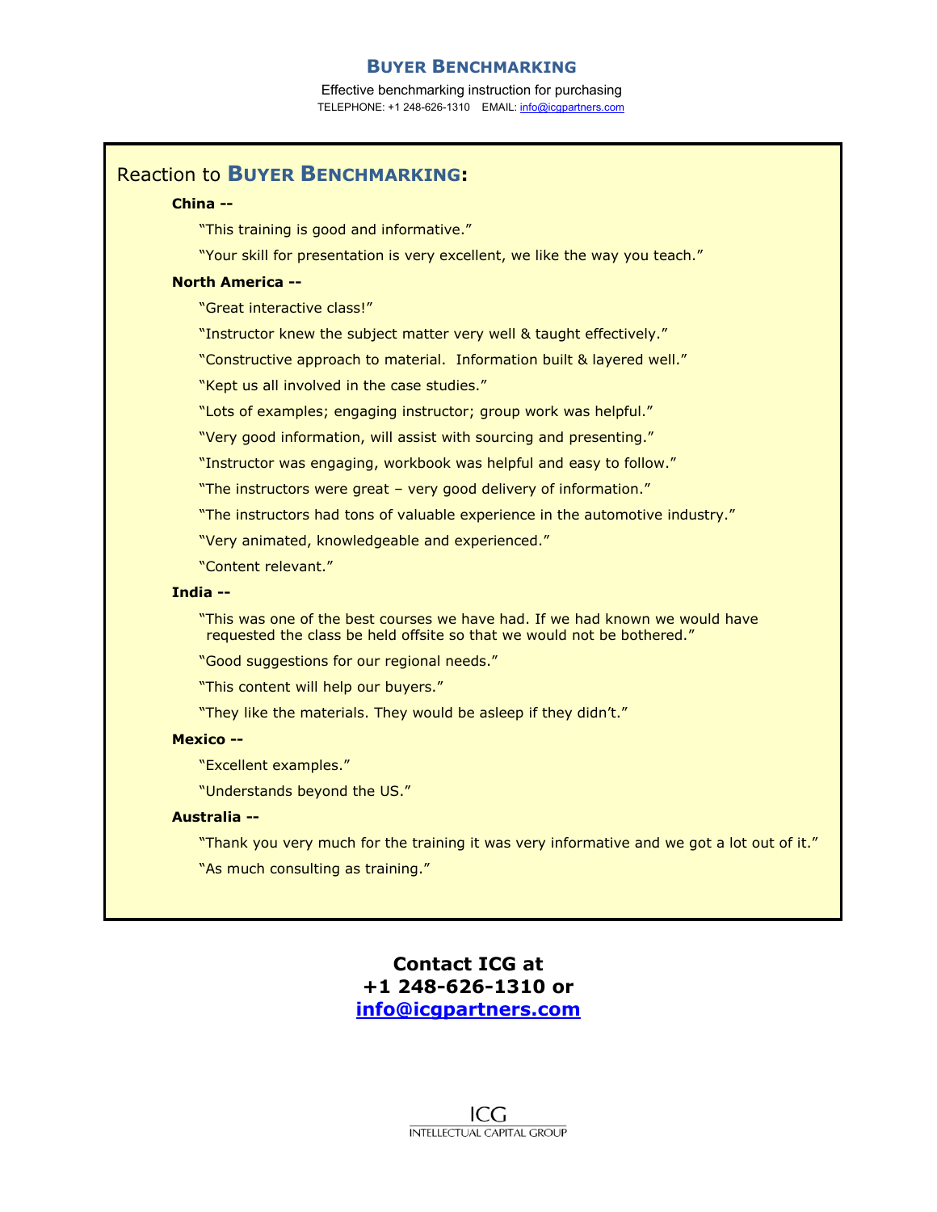Reaction to **BUYER BENCHMARKING**:

**China --**

"This training is good and informative."

"Your skill for presentation is very excellent, we like the way you teach."

**North America --**

"Great interactive class!"

"Instructor knew the subject matter very well & taught effectively."

"Constructive approach to material. Information built & layered well."

"Kept us all involved in the case studies."

"Lots of examples; engaging instructor; group work was helpful."

"Very good information, will assist with sourcing and presenting."

"Instructor was engaging, workbook was helpful and easy to follow."

"The instructors were great – very good delivery of information."

"The instructors had tons of valuable experience in the automotive industry."

"Very animated, knowledgeable and experienced."

"Content relevant."

**India --**

"This was one of the best courses we have had. If we had known we would have requested the class be held offsite so that we would not be bothered."

"Good suggestions for our regional needs."

"This content will help our buyers."

"They like the materials. They would be asleep if they didn't."

**Mexico --**

"Excellent examples."

"Understands beyond the US."

**Australia --**

"Thank you very much for the training it was very informative and we got a lot out of it."

"As much consulting as training."

**Contact ICG at**
**+1 248-626-1310 or**
**info@icgpartners.com**

ICG
INTELLECTUAL CAPITAL GROUP